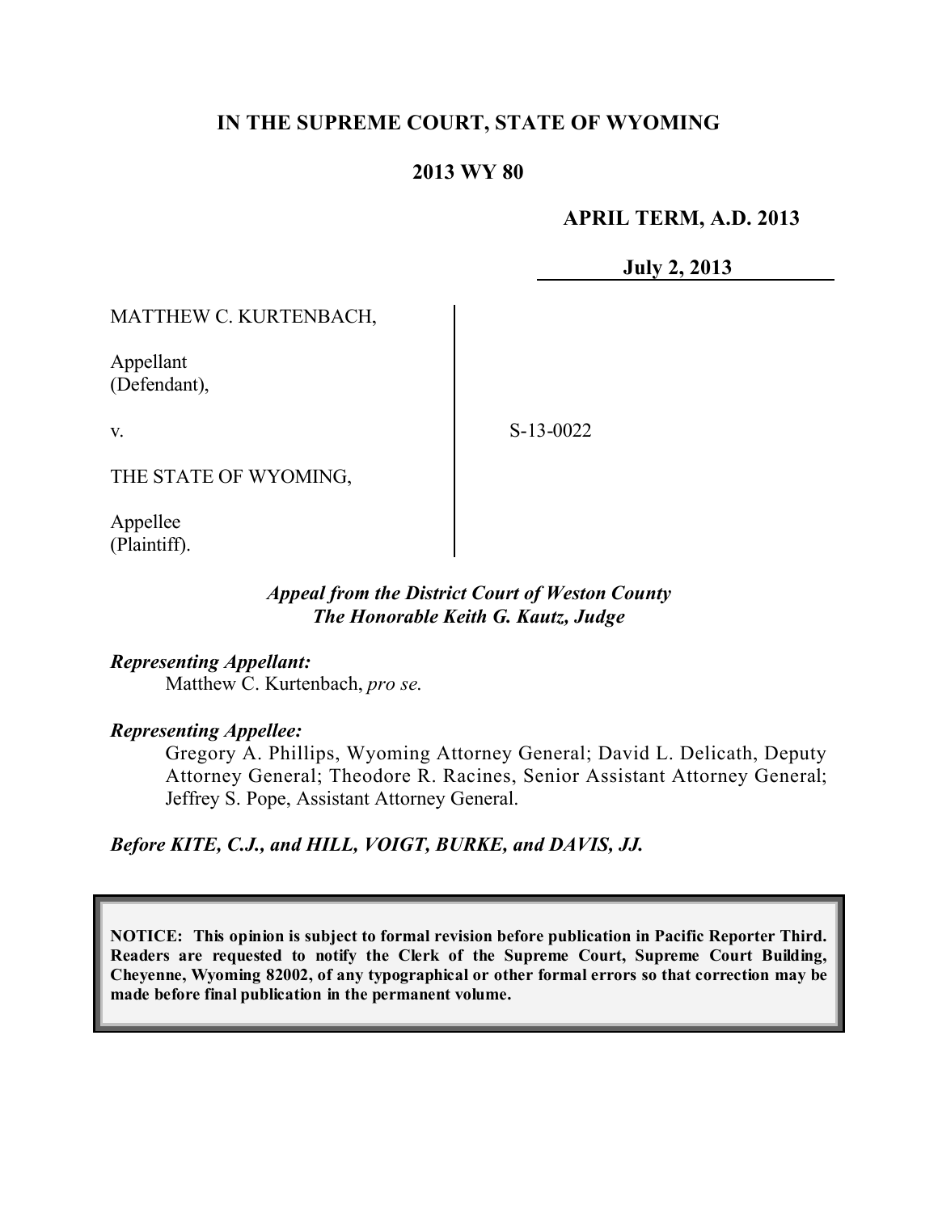**IN THE SUPREME COURT, STATE OF WYOMING**

**2013 WY 80**

**APRIL TERM, A.D. 2013**

**July 2, 2013**

MATTHEW C. KURTENBACH,

Appellant
(Defendant),

v.

THE STATE OF WYOMING,

Appellee
(Plaintiff).

S-13-0022

***Appeal from the District Court of Weston County***
***The Honorable Keith G. Kautz, Judge***

***Representing Appellant:***
Matthew C. Kurtenbach, *pro se.*

***Representing Appellee:***
Gregory A. Phillips, Wyoming Attorney General; David L. Delicath, Deputy Attorney General; Theodore R. Racines, Senior Assistant Attorney General; Jeffrey S. Pope, Assistant Attorney General.

***Before KITE, C.J., and HILL, VOIGT, BURKE, and DAVIS, JJ.***

**NOTICE: This opinion is subject to formal revision before publication in Pacific Reporter Third. Readers are requested to notify the Clerk of the Supreme Court, Supreme Court Building, Cheyenne, Wyoming 82002, of any typographical or other formal errors so that correction may be made before final publication in the permanent volume.**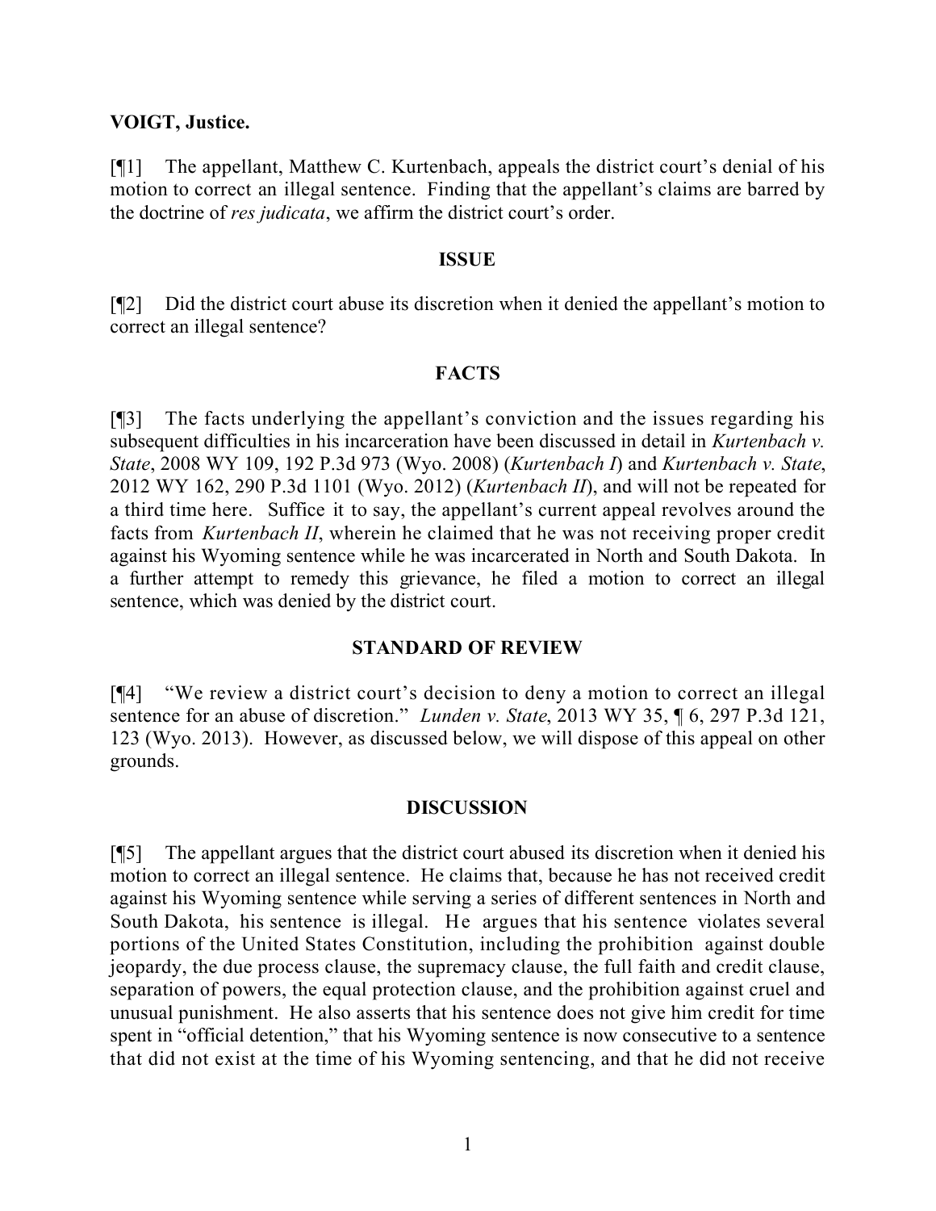**VOIGT, Justice.**

[¶1] The appellant, Matthew C. Kurtenbach, appeals the district court's denial of his motion to correct an illegal sentence. Finding that the appellant's claims are barred by the doctrine of *res judicata*, we affirm the district court's order.

## ISSUE

[¶2] Did the district court abuse its discretion when it denied the appellant's motion to correct an illegal sentence?

## FACTS

[¶3] The facts underlying the appellant's conviction and the issues regarding his subsequent difficulties in his incarceration have been discussed in detail in *Kurtenbach v. State*, 2008 WY 109, 192 P.3d 973 (Wyo. 2008) (*Kurtenbach I*) and *Kurtenbach v. State*, 2012 WY 162, 290 P.3d 1101 (Wyo. 2012) (*Kurtenbach II*), and will not be repeated for a third time here. Suffice it to say, the appellant's current appeal revolves around the facts from *Kurtenbach II*, wherein he claimed that he was not receiving proper credit against his Wyoming sentence while he was incarcerated in North and South Dakota. In a further attempt to remedy this grievance, he filed a motion to correct an illegal sentence, which was denied by the district court.

## STANDARD OF REVIEW

[¶4] "We review a district court's decision to deny a motion to correct an illegal sentence for an abuse of discretion." *Lunden v. State*, 2013 WY 35, ¶ 6, 297 P.3d 121, 123 (Wyo. 2013). However, as discussed below, we will dispose of this appeal on other grounds.

## DISCUSSION

[¶5] The appellant argues that the district court abused its discretion when it denied his motion to correct an illegal sentence. He claims that, because he has not received credit against his Wyoming sentence while serving a series of different sentences in North and South Dakota, his sentence is illegal. He argues that his sentence violates several portions of the United States Constitution, including the prohibition against double jeopardy, the due process clause, the supremacy clause, the full faith and credit clause, separation of powers, the equal protection clause, and the prohibition against cruel and unusual punishment. He also asserts that his sentence does not give him credit for time spent in "official detention," that his Wyoming sentence is now consecutive to a sentence that did not exist at the time of his Wyoming sentencing, and that he did not receive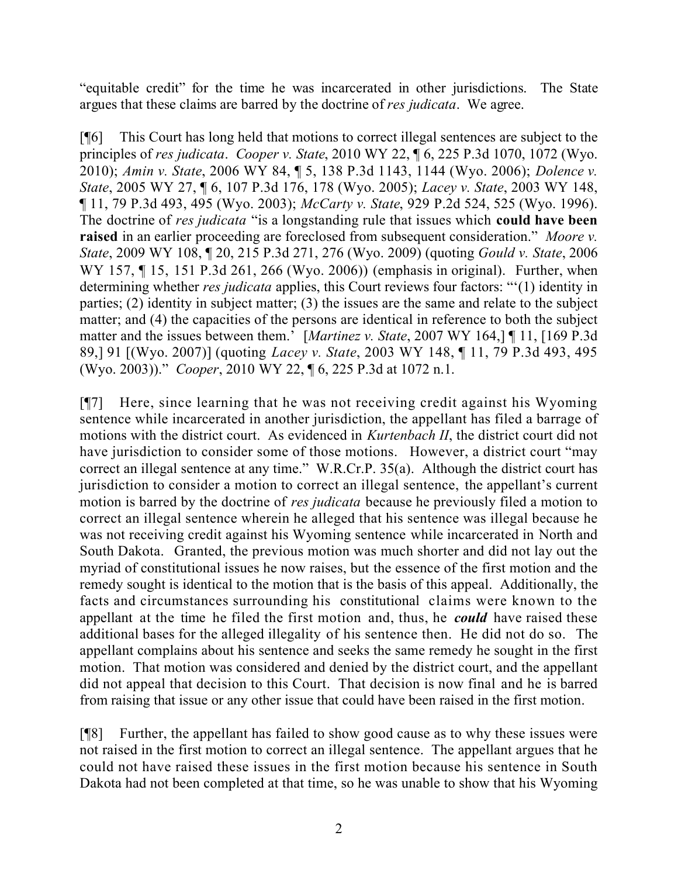"equitable credit" for the time he was incarcerated in other jurisdictions. The State argues that these claims are barred by the doctrine of *res judicata*. We agree.

[¶6] This Court has long held that motions to correct illegal sentences are subject to the principles of *res judicata*. *Cooper v. State*, 2010 WY 22, ¶ 6, 225 P.3d 1070, 1072 (Wyo. 2010); *Amin v. State*, 2006 WY 84, ¶ 5, 138 P.3d 1143, 1144 (Wyo. 2006); *Dolence v. State*, 2005 WY 27, ¶ 6, 107 P.3d 176, 178 (Wyo. 2005); *Lacey v. State*, 2003 WY 148, ¶ 11, 79 P.3d 493, 495 (Wyo. 2003); *McCarty v. State*, 929 P.2d 524, 525 (Wyo. 1996). The doctrine of *res judicata* "is a longstanding rule that issues which **could have been raised** in an earlier proceeding are foreclosed from subsequent consideration." *Moore v. State*, 2009 WY 108, ¶ 20, 215 P.3d 271, 276 (Wyo. 2009) (quoting *Gould v. State*, 2006 WY 157, ¶ 15, 151 P.3d 261, 266 (Wyo. 2006)) (emphasis in original). Further, when determining whether *res judicata* applies, this Court reviews four factors: "'(1) identity in parties; (2) identity in subject matter; (3) the issues are the same and relate to the subject matter; and (4) the capacities of the persons are identical in reference to both the subject matter and the issues between them.' [*Martinez v. State*, 2007 WY 164,] ¶ 11, [169 P.3d 89,] 91 [(Wyo. 2007)] (quoting *Lacey v. State*, 2003 WY 148, ¶ 11, 79 P.3d 493, 495 (Wyo. 2003))." *Cooper*, 2010 WY 22, ¶ 6, 225 P.3d at 1072 n.1.

[¶7] Here, since learning that he was not receiving credit against his Wyoming sentence while incarcerated in another jurisdiction, the appellant has filed a barrage of motions with the district court. As evidenced in *Kurtenbach II*, the district court did not have jurisdiction to consider some of those motions. However, a district court "may correct an illegal sentence at any time." W.R.Cr.P. 35(a). Although the district court has jurisdiction to consider a motion to correct an illegal sentence, the appellant's current motion is barred by the doctrine of *res judicata* because he previously filed a motion to correct an illegal sentence wherein he alleged that his sentence was illegal because he was not receiving credit against his Wyoming sentence while incarcerated in North and South Dakota. Granted, the previous motion was much shorter and did not lay out the myriad of constitutional issues he now raises, but the essence of the first motion and the remedy sought is identical to the motion that is the basis of this appeal. Additionally, the facts and circumstances surrounding his constitutional claims were known to the appellant at the time he filed the first motion and, thus, he ***could*** have raised these additional bases for the alleged illegality of his sentence then. He did not do so. The appellant complains about his sentence and seeks the same remedy he sought in the first motion. That motion was considered and denied by the district court, and the appellant did not appeal that decision to this Court. That decision is now final and he is barred from raising that issue or any other issue that could have been raised in the first motion.

[¶8] Further, the appellant has failed to show good cause as to why these issues were not raised in the first motion to correct an illegal sentence. The appellant argues that he could not have raised these issues in the first motion because his sentence in South Dakota had not been completed at that time, so he was unable to show that his Wyoming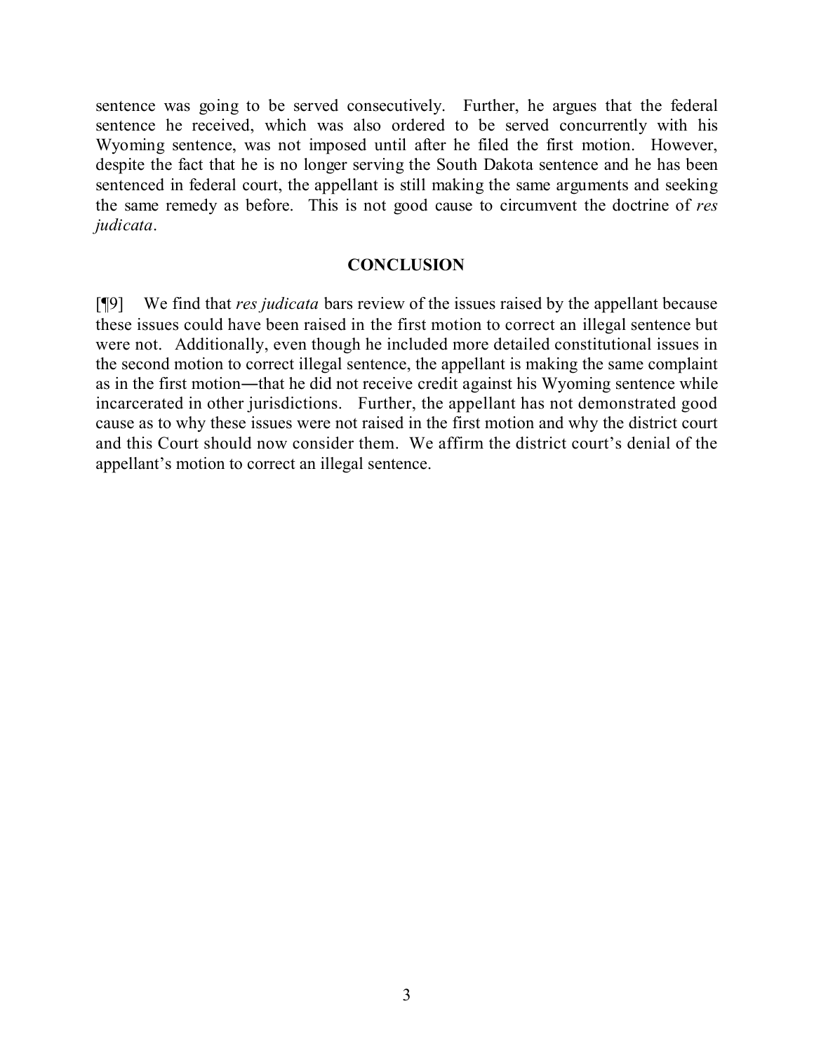sentence was going to be served consecutively. Further, he argues that the federal sentence he received, which was also ordered to be served concurrently with his Wyoming sentence, was not imposed until after he filed the first motion. However, despite the fact that he is no longer serving the South Dakota sentence and he has been sentenced in federal court, the appellant is still making the same arguments and seeking the same remedy as before. This is not good cause to circumvent the doctrine of *res judicata*.

## CONCLUSION

[¶9] We find that *res judicata* bars review of the issues raised by the appellant because these issues could have been raised in the first motion to correct an illegal sentence but were not. Additionally, even though he included more detailed constitutional issues in the second motion to correct illegal sentence, the appellant is making the same complaint as in the first motion―that he did not receive credit against his Wyoming sentence while incarcerated in other jurisdictions. Further, the appellant has not demonstrated good cause as to why these issues were not raised in the first motion and why the district court and this Court should now consider them. We affirm the district court's denial of the appellant's motion to correct an illegal sentence.